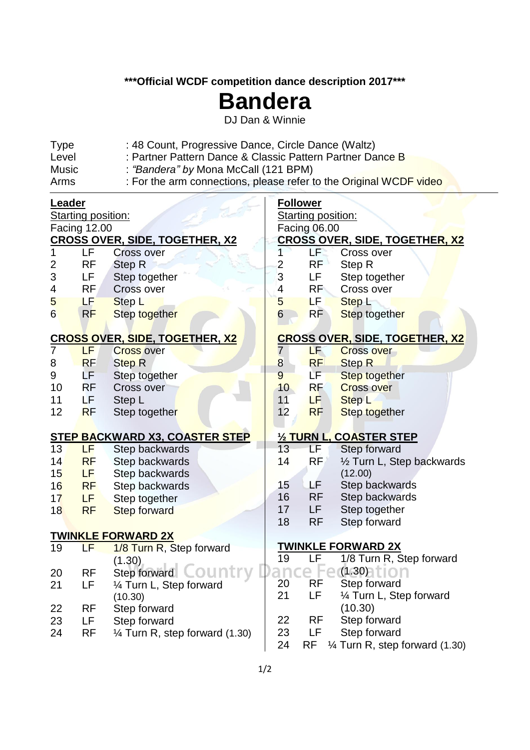**\*\*\*Official WCDF competition dance description 2017\*\*\***

# Bandera

DJ Dan & Winnie

Type : 48 Count, Progressive Dance, Circle Dance (Waltz)
Level : Partner Pattern Dance & Classic Pattern Partner Dance B
Music : *"Bandera" by* Mona McCall (121 BPM)
Arms : For the arm connections, please refer to the Original WCDF video

---

## Leader

Starting position:
Facing 12.00

**CROSS OVER, SIDE, TOGETHER, X2**

| | | |
|---|---|---|
| 1 | LF | Cross over |
| 2 | RF | Step R |
| 3 | LF | Step together |
| 4 | RF | Cross over |
| 5 | LF | Step L |
| 6 | RF | Step together |

**CROSS OVER, SIDE, TOGETHER, X2**

| | | |
|---|---|---|
| 7 | LF | Cross over |
| 8 | RF | Step R |
| 9 | LF | Step together |
| 10 | RF | Cross over |
| 11 | LF | Step L |
| 12 | RF | Step together |

**STEP BACKWARD X3, COASTER STEP**

| | | |
|---|---|---|
| 13 | LF | Step backwards |
| 14 | RF | Step backwards |
| 15 | LF | Step backwards |
| 16 | RF | Step backwards |
| 17 | LF | Step together |
| 18 | RF | Step forward |

**TWINKLE FORWARD 2X**

| | | |
|---|---|---|
| 19 | LF | 1/8 Turn R, Step forward (1.30) |
| 20 | RF | Step forward |
| 21 | LF | ¼ Turn L, Step forward (10.30) |
| 22 | RF | Step forward |
| 23 | LF | Step forward |
| 24 | RF | ¼ Turn R, step forward (1.30) |

## Follower

Starting position:
Facing 06.00

**CROSS OVER, SIDE, TOGETHER, X2**

| | | |
|---|---|---|
| 1 | LF | Cross over |
| 2 | RF | Step R |
| 3 | LF | Step together |
| 4 | RF | Cross over |
| 5 | LF | Step L |
| 6 | RF | Step together |

**CROSS OVER, SIDE, TOGETHER, X2**

| | | |
|---|---|---|
| 7 | LF | Cross over |
| 8 | RF | Step R |
| 9 | LF | Step together |
| 10 | RF | Cross over |
| 11 | LF | Step L |
| 12 | RF | Step together |

**½ TURN L, COASTER STEP**

| | | |
|---|---|---|
| 13 | LF | Step forward |
| 14 | RF | ½ Turn L, Step backwards (12.00) |
| 15 | LF | Step backwards |
| 16 | RF | Step backwards |
| 17 | LF | Step together |
| 18 | RF | Step forward |

**TWINKLE FORWARD 2X**

| | | |
|---|---|---|
| 19 | LF | 1/8 Turn R, Step forward (1.30) |
| 20 | RF | Step forward |
| 21 | LF | ¼ Turn L, Step forward (10.30) |
| 22 | RF | Step forward |
| 23 | LF | Step forward |
| 24 | RF | ¼ Turn R, step forward (1.30) |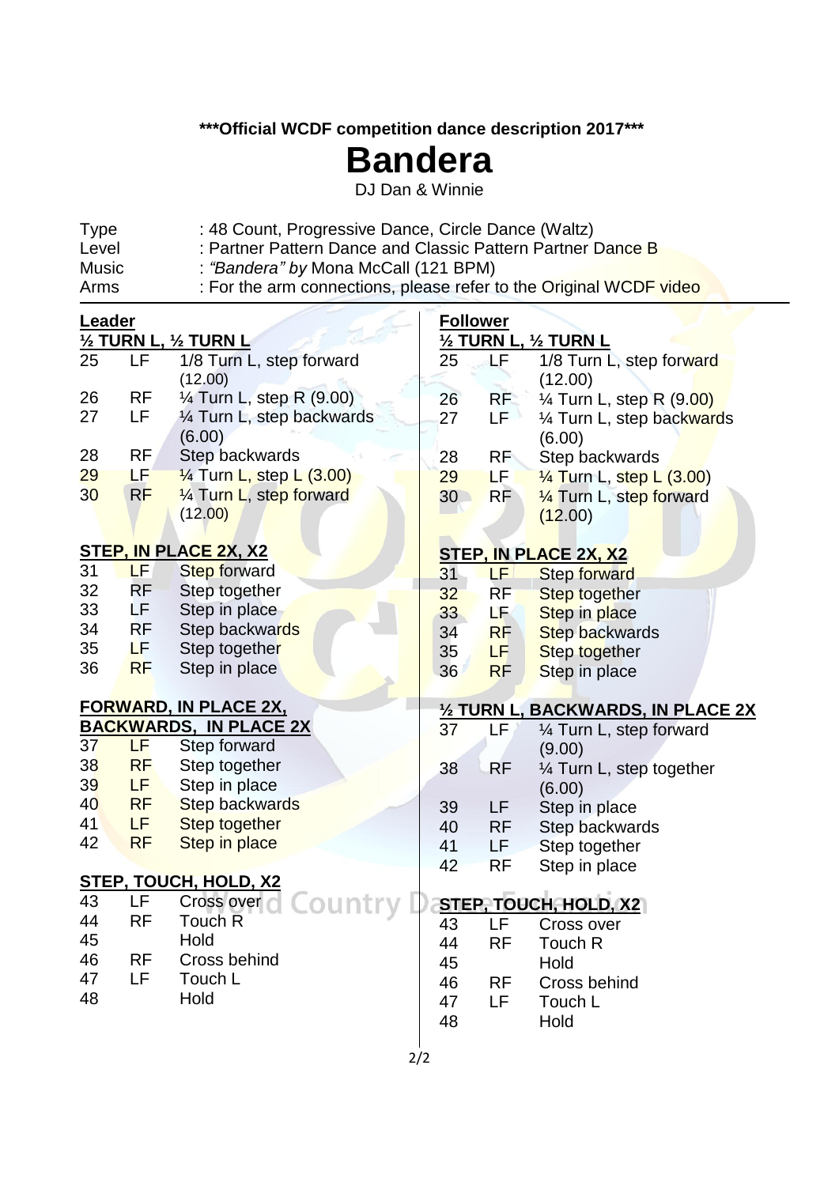***Official WCDF competition dance description 2017***

# Bandera

DJ Dan & Winnie

| | |
|---|---|
| Type | : 48 Count, Progressive Dance, Circle Dance (Waltz) |
| Level | : Partner Pattern Dance and Classic Pattern Partner Dance B |
| Music | : *"Bandera" by* Mona McCall (121 BPM) |
| Arms | : For the arm connections, please refer to the Original WCDF video |

## Leader

**½ TURN L, ½ TURN L**

| | | |
|---|---|---|
| 25 | LF | 1/8 Turn L, step forward (12.00) |
| 26 | RF | ¼ Turn L, step R (9.00) |
| 27 | LF | ¼ Turn L, step backwards (6.00) |
| 28 | RF | Step backwards |
| 29 | LF | ¼ Turn L, step L (3.00) |
| 30 | RF | ¼ Turn L, step forward (12.00) |

**STEP, IN PLACE 2X, X2**

| | | |
|---|---|---|
| 31 | LF | Step forward |
| 32 | RF | Step together |
| 33 | LF | Step in place |
| 34 | RF | Step backwards |
| 35 | LF | Step together |
| 36 | RF | Step in place |

**FORWARD, IN PLACE 2X, BACKWARDS, IN PLACE 2X**

| | | |
|---|---|---|
| 37 | LF | Step forward |
| 38 | RF | Step together |
| 39 | LF | Step in place |
| 40 | RF | Step backwards |
| 41 | LF | Step together |
| 42 | RF | Step in place |

**STEP, TOUCH, HOLD, X2**

| | | |
|---|---|---|
| 43 | LF | Cross over |
| 44 | RF | Touch R |
| 45 | | Hold |
| 46 | RF | Cross behind |
| 47 | LF | Touch L |
| 48 | | Hold |

## Follower

**½ TURN L, ½ TURN L**

| | | |
|---|---|---|
| 25 | LF | 1/8 Turn L, step forward (12.00) |
| 26 | RF | ¼ Turn L, step R (9.00) |
| 27 | LF | ¼ Turn L, step backwards (6.00) |
| 28 | RF | Step backwards |
| 29 | LF | ¼ Turn L, step L (3.00) |
| 30 | RF | ¼ Turn L, step forward (12.00) |

**STEP, IN PLACE 2X, X2**

| | | |
|---|---|---|
| 31 | LF | Step forward |
| 32 | RF | Step together |
| 33 | LF | Step in place |
| 34 | RF | Step backwards |
| 35 | LF | Step together |
| 36 | RF | Step in place |

**½ TURN L, BACKWARDS, IN PLACE 2X**

| | | |
|---|---|---|
| 37 | LF | ¼ Turn L, step forward (9.00) |
| 38 | RF | ¼ Turn L, step together (6.00) |
| 39 | LF | Step in place |
| 40 | RF | Step backwards |
| 41 | LF | Step together |
| 42 | RF | Step in place |

**STEP, TOUCH, HOLD, X2**

| | | |
|---|---|---|
| 43 | LF | Cross over |
| 44 | RF | Touch R |
| 45 | | Hold |
| 46 | RF | Cross behind |
| 47 | LF | Touch L |
| 48 | | Hold |